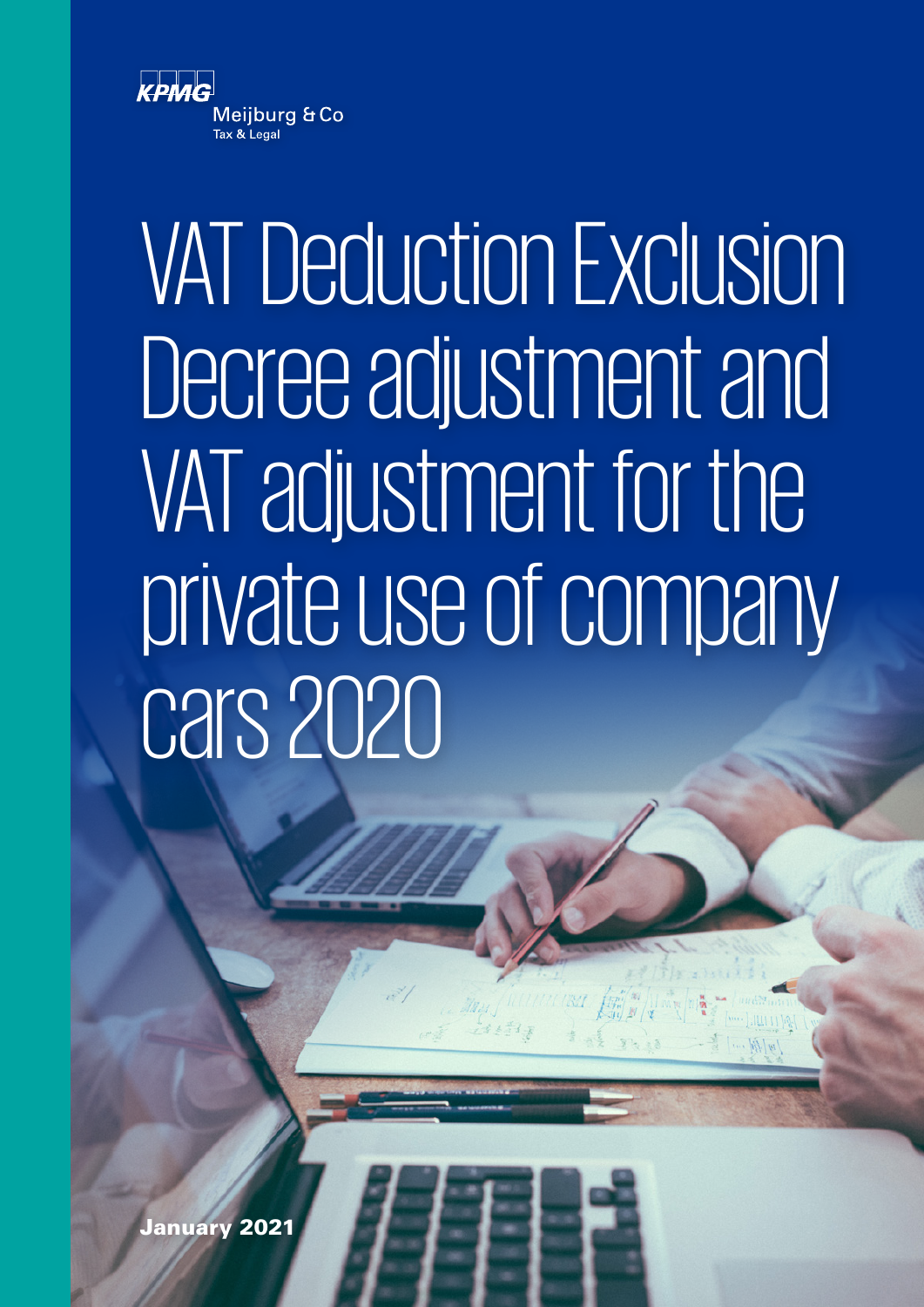KPMG Meijburg & Co Tax & Legal

# VAT Deduction Exclusion Decree adjustment and VAT adjustment for the private use of company cars 2020

**January 2021**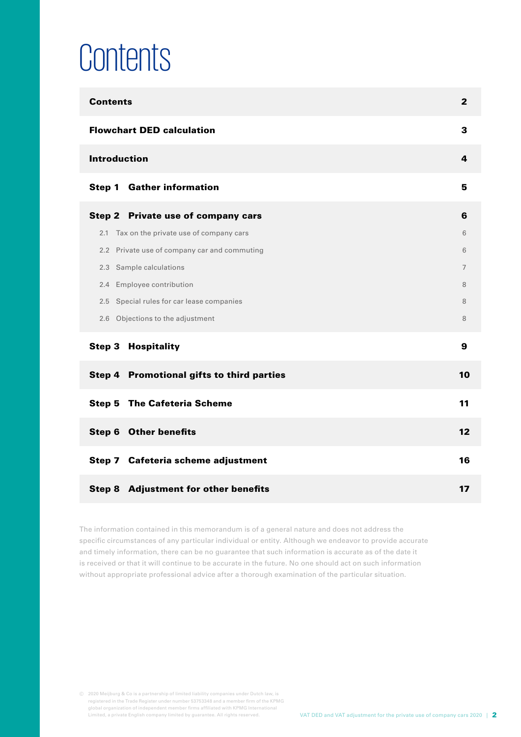# Contents

| | |
|---|---|
| **Contents** | **2** |
| **Flowchart DED calculation** | **3** |
| **Introduction** | **4** |
| **Step 1 Gather information** | **5** |
| **Step 2 Private use of company cars** | **6** |
| 2.1 Tax on the private use of company cars | 6 |
| 2.2 Private use of company car and commuting | 6 |
| 2.3 Sample calculations | 7 |
| 2.4 Employee contribution | 8 |
| 2.5 Special rules for car lease companies | 8 |
| 2.6 Objections to the adjustment | 8 |
| **Step 3 Hospitality** | **9** |
| **Step 4 Promotional gifts to third parties** | **10** |
| **Step 5 The Cafeteria Scheme** | **11** |
| **Step 6 Other benefits** | **12** |
| **Step 7 Cafeteria scheme adjustment** | **16** |
| **Step 8 Adjustment for other benefits** | **17** |

The information contained in this memorandum is of a general nature and does not address the specific circumstances of any particular individual or entity. Although we endeavor to provide accurate and timely information, there can be no guarantee that such information is accurate as of the date it is received or that it will continue to be accurate in the future. No one should act on such information without appropriate professional advice after a thorough examination of the particular situation.

© 2020 Meijburg & Co is a partnership of limited liability companies under Dutch law, is registered in the Trade Register under number 53753348 and a member firm of the KPMG global organization of independent member firms affiliated with KPMG International Limited, a private English company limited by guarantee. All rights reserved.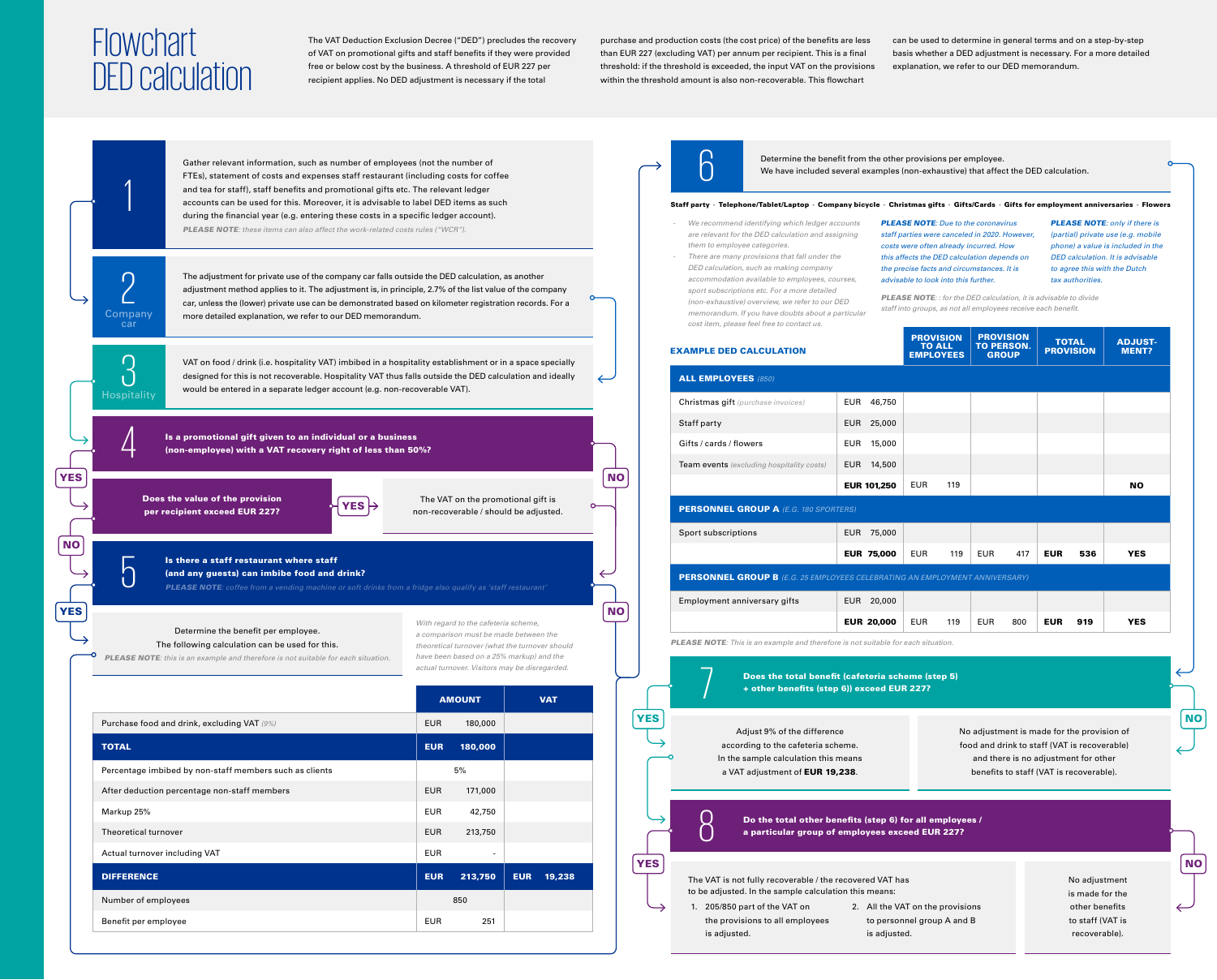# Flowchart DED calculation

The VAT Deduction Exclusion Decree ("DED") precludes the recovery of VAT on promotional gifts and staff benefits if they were provided free or below cost by the business. A threshold of EUR 227 per recipient applies. No DED adjustment is necessary if the total purchase and production costs (the cost price) of the benefits are less than EUR 227 (excluding VAT) per annum per recipient. This is a final threshold: if the threshold is exceeded, the input VAT on the provisions within the threshold amount is also non-recoverable. This flowchart can be used to determine in general terms and on a step-by-step basis whether a DED adjustment is necessary. For a more detailed explanation, we refer to our DED memorandum.

## 1

Gather relevant information, such as number of employees (not the number of FTEs), statement of costs and expenses staff restaurant (including costs for coffee and tea for staff), staff benefits and promotional gifts etc. The relevant ledger accounts can be used for this. Moreover, it is advisable to label DED items as such during the financial year (e.g. entering these costs in a specific ledger account).

***PLEASE NOTE**: these items can also affect the work-related costs rules ("WCR").*

## 2 Company car

The adjustment for private use of the company car falls outside the DED calculation, as another adjustment method applies to it. The adjustment is, in principle, 2.7% of the list value of the company car, unless the (lower) private use can be demonstrated based on kilometer registration records. For a more detailed explanation, we refer to our DED memorandum.

## 3 Hospitality

VAT on food / drink (i.e. hospitality VAT) imbibed in a hospitality establishment or in a space specially designed for this is not recoverable. Hospitality VAT thus falls outside the DED calculation and ideally would be entered in a separate ledger account (e.g. non-recoverable VAT).

## 4

**Is a promotional gift given to an individual or a business (non-employee) with a VAT recovery right of less than 50%?**

- NO → go to step 5
- YES → **Does the value of the provision per recipient exceed EUR 227?**
  - YES → The VAT on the promotional gift is non-recoverable / should be adjusted.
  - NO → go to step 5

## 5

**Is there a staff restaurant where staff (and any guests) can imbibe food and drink?**

***PLEASE NOTE**: coffee from a vending machine or soft drinks from a fridge also qualify as 'staff restaurant'*

- NO → go to step 6
- YES → Determine the benefit per employee. The following calculation can be used for this.

***PLEASE NOTE**: this is an example and therefore is not suitable for each situation.*

*With regard to the cafeteria scheme, a comparison must be made between the theoretical turnover (what the turnover should have been based on a 25% markup) and the actual turnover. Visitors may be disregarded.*

| | AMOUNT | VAT |
|---|---|---|
| Purchase food and drink, excluding VAT *(9%)* | EUR 180,000 | |
| **TOTAL** | **EUR 180,000** | |
| Percentage imbibed by non-staff members such as clients | 5% | |
| After deduction percentage non-staff members | EUR 171,000 | |
| Markup 25% | EUR 42,750 | |
| Theoretical turnover | EUR 213,750 | |
| Actual turnover including VAT | EUR - | |
| **DIFFERENCE** | **EUR 213,750** | **EUR 19,238** |
| Number of employees | 850 | |
| Benefit per employee | EUR 251 | |

## 6

Determine the benefit from the other provisions per employee.
We have included several examples (non-exhaustive) that affect the DED calculation.

**Staff party - Telephone/Tablet/Laptop - Company bicycle - Christmas gifts - Gifts/Cards - Gifts for employment anniversaries - Flowers**

- *We recommend identifying which ledger accounts are relevant for the DED calculation and assigning them to employee categories.*
- *There are many provisions that fall under the DED calculation, such as making company accommodation available to employees, courses, sport subscriptions etc. For a more detailed (non-exhaustive) overview, we refer to our DED memorandum. If you have doubts about a particular cost item, please feel free to contact us.*

***PLEASE NOTE**: Due to the coronavirus staff parties were canceled in 2020. However, costs were often already incurred. How this affects the DED calculation depends on the precise facts and circumstances. It is advisable to look into this further.*

***PLEASE NOTE**: only if there is (partial) private use (e.g. mobile phone) a value is included in the DED calculation. It is advisable to agree this with the Dutch tax authorities.*

***PLEASE NOTE**: : for the DED calculation, it is advisable to divide staff into groups, as not all employees receive each benefit.*

### EXAMPLE DED CALCULATION

| | | PROVISION TO ALL EMPLOYEES | PROVISION TO PERSON. GROUP | TOTAL PROVISION | ADJUSTMENT? |
|---|---|---|---|---|---|
| **ALL EMPLOYEES** *(850)* | | | | | |
| Christmas gift *(purchase invoices)* | EUR 46,750 | | | | |
| Staff party | EUR 25,000 | | | | |
| Gifts / cards / flowers | EUR 15,000 | | | | |
| Team events *(excluding hospitality costs)* | EUR 14,500 | | | | |
| | **EUR 101,250** | EUR 119 | | | **NO** |
| **PERSONNEL GROUP A** *(E.G. 180 SPORTERS)* | | | | | |
| Sport subscriptions | EUR 75,000 | | | | |
| | **EUR 75,000** | EUR 119 | EUR 417 | **EUR 536** | **YES** |
| **PERSONNEL GROUP B** *(E.G. 25 EMPLOYEES CELEBRATING AN EMPLOYMENT ANNIVERSARY)* | | | | | |
| Employment anniversary gifts | EUR 20,000 | | | | |
| | **EUR 20,000** | EUR 119 | EUR 800 | **EUR 919** | **YES** |

***PLEASE NOTE**: This is an example and therefore is not suitable for each situation.*

## 7

**Does the total benefit (cafeteria scheme (step 5) + other benefits (step 6)) exceed EUR 227?**

- YES → Adjust 9% of the difference according to the cafeteria scheme. In the sample calculation this means a VAT adjustment of **EUR 19,238**.
- NO → No adjustment is made for the provision of food and drink to staff (VAT is recoverable) and there is no adjustment for other benefits to staff (VAT is recoverable).

## 8

**Do the total other benefits (step 6) for all employees / a particular group of employees exceed EUR 227?**

- YES → The VAT is not fully recoverable / the recovered VAT has to be adjusted. In the sample calculation this means:
  1. 205/850 part of the VAT on the provisions to all employees is adjusted.
  2. All the VAT on the provisions to personnel group A and B is adjusted.
- NO → No adjustment is made for the other benefits to staff (VAT is recoverable).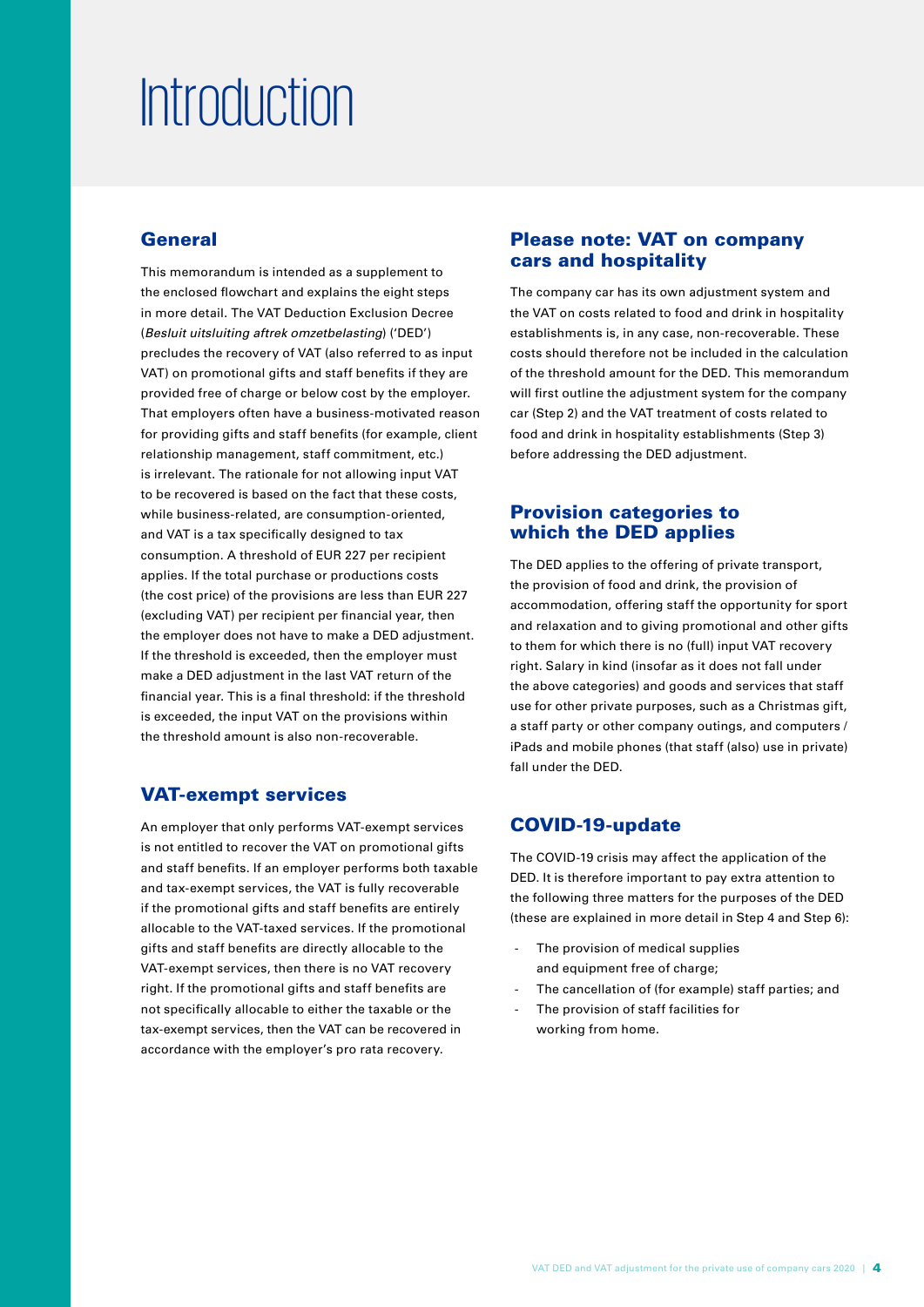# Introduction

## General

This memorandum is intended as a supplement to the enclosed flowchart and explains the eight steps in more detail. The VAT Deduction Exclusion Decree (*Besluit uitsluiting aftrek omzetbelasting*) ('DED') precludes the recovery of VAT (also referred to as input VAT) on promotional gifts and staff benefits if they are provided free of charge or below cost by the employer. That employers often have a business-motivated reason for providing gifts and staff benefits (for example, client relationship management, staff commitment, etc.) is irrelevant. The rationale for not allowing input VAT to be recovered is based on the fact that these costs, while business-related, are consumption-oriented, and VAT is a tax specifically designed to tax consumption. A threshold of EUR 227 per recipient applies. If the total purchase or productions costs (the cost price) of the provisions are less than EUR 227 (excluding VAT) per recipient per financial year, then the employer does not have to make a DED adjustment. If the threshold is exceeded, then the employer must make a DED adjustment in the last VAT return of the financial year. This is a final threshold: if the threshold is exceeded, the input VAT on the provisions within the threshold amount is also non-recoverable.

## VAT-exempt services

An employer that only performs VAT-exempt services is not entitled to recover the VAT on promotional gifts and staff benefits. If an employer performs both taxable and tax-exempt services, the VAT is fully recoverable if the promotional gifts and staff benefits are entirely allocable to the VAT-taxed services. If the promotional gifts and staff benefits are directly allocable to the VAT-exempt services, then there is no VAT recovery right. If the promotional gifts and staff benefits are not specifically allocable to either the taxable or the tax-exempt services, then the VAT can be recovered in accordance with the employer's pro rata recovery.

## Please note: VAT on company cars and hospitality

The company car has its own adjustment system and the VAT on costs related to food and drink in hospitality establishments is, in any case, non-recoverable. These costs should therefore not be included in the calculation of the threshold amount for the DED. This memorandum will first outline the adjustment system for the company car (Step 2) and the VAT treatment of costs related to food and drink in hospitality establishments (Step 3) before addressing the DED adjustment.

## Provision categories to which the DED applies

The DED applies to the offering of private transport, the provision of food and drink, the provision of accommodation, offering staff the opportunity for sport and relaxation and to giving promotional and other gifts to them for which there is no (full) input VAT recovery right. Salary in kind (insofar as it does not fall under the above categories) and goods and services that staff use for other private purposes, such as a Christmas gift, a staff party or other company outings, and computers / iPads and mobile phones (that staff (also) use in private) fall under the DED.

## COVID-19-update

The COVID-19 crisis may affect the application of the DED. It is therefore important to pay extra attention to the following three matters for the purposes of the DED (these are explained in more detail in Step 4 and Step 6):

- The provision of medical supplies and equipment free of charge;
- The cancellation of (for example) staff parties; and
- The provision of staff facilities for working from home.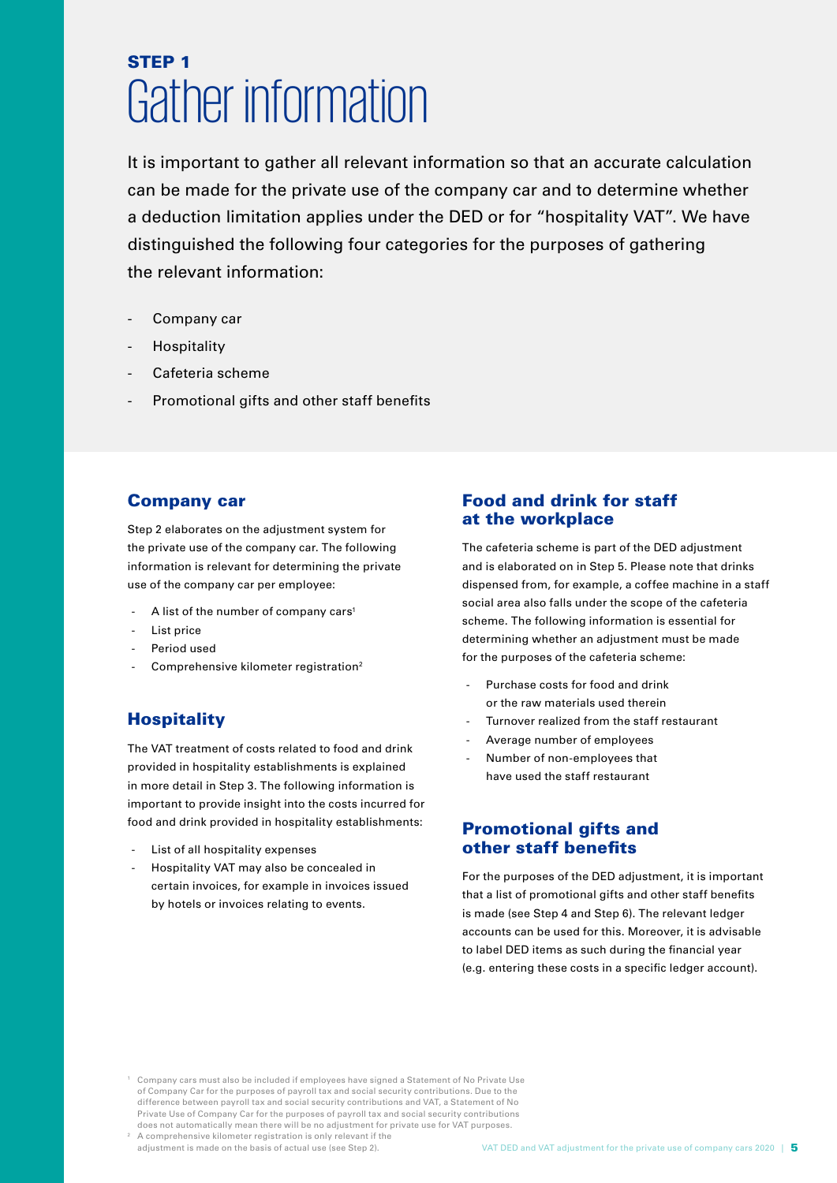# STEP 1
# Gather information

It is important to gather all relevant information so that an accurate calculation can be made for the private use of the company car and to determine whether a deduction limitation applies under the DED or for "hospitality VAT". We have distinguished the following four categories for the purposes of gathering the relevant information:

- Company car
- Hospitality
- Cafeteria scheme
- Promotional gifts and other staff benefits

## Company car

Step 2 elaborates on the adjustment system for the private use of the company car. The following information is relevant for determining the private use of the company car per employee:

- A list of the number of company cars[1]
- List price
- Period used
- Comprehensive kilometer registration[2]

## Hospitality

The VAT treatment of costs related to food and drink provided in hospitality establishments is explained in more detail in Step 3. The following information is important to provide insight into the costs incurred for food and drink provided in hospitality establishments:

- List of all hospitality expenses
- Hospitality VAT may also be concealed in certain invoices, for example in invoices issued by hotels or invoices relating to events.

## Food and drink for staff at the workplace

The cafeteria scheme is part of the DED adjustment and is elaborated on in Step 5. Please note that drinks dispensed from, for example, a coffee machine in a staff social area also falls under the scope of the cafeteria scheme. The following information is essential for determining whether an adjustment must be made for the purposes of the cafeteria scheme:

- Purchase costs for food and drink or the raw materials used therein
- Turnover realized from the staff restaurant
- Average number of employees
- Number of non-employees that have used the staff restaurant

## Promotional gifts and other staff benefits

For the purposes of the DED adjustment, it is important that a list of promotional gifts and other staff benefits is made (see Step 4 and Step 6). The relevant ledger accounts can be used for this. Moreover, it is advisable to label DED items as such during the financial year (e.g. entering these costs in a specific ledger account).

[1] Company cars must also be included if employees have signed a Statement of No Private Use of Company Car for the purposes of payroll tax and social security contributions. Due to the difference between payroll tax and social security contributions and VAT, a Statement of No Private Use of Company Car for the purposes of payroll tax and social security contributions does not automatically mean there will be no adjustment for private use for VAT purposes.

[2] A comprehensive kilometer registration is only relevant if the adjustment is made on the basis of actual use (see Step 2).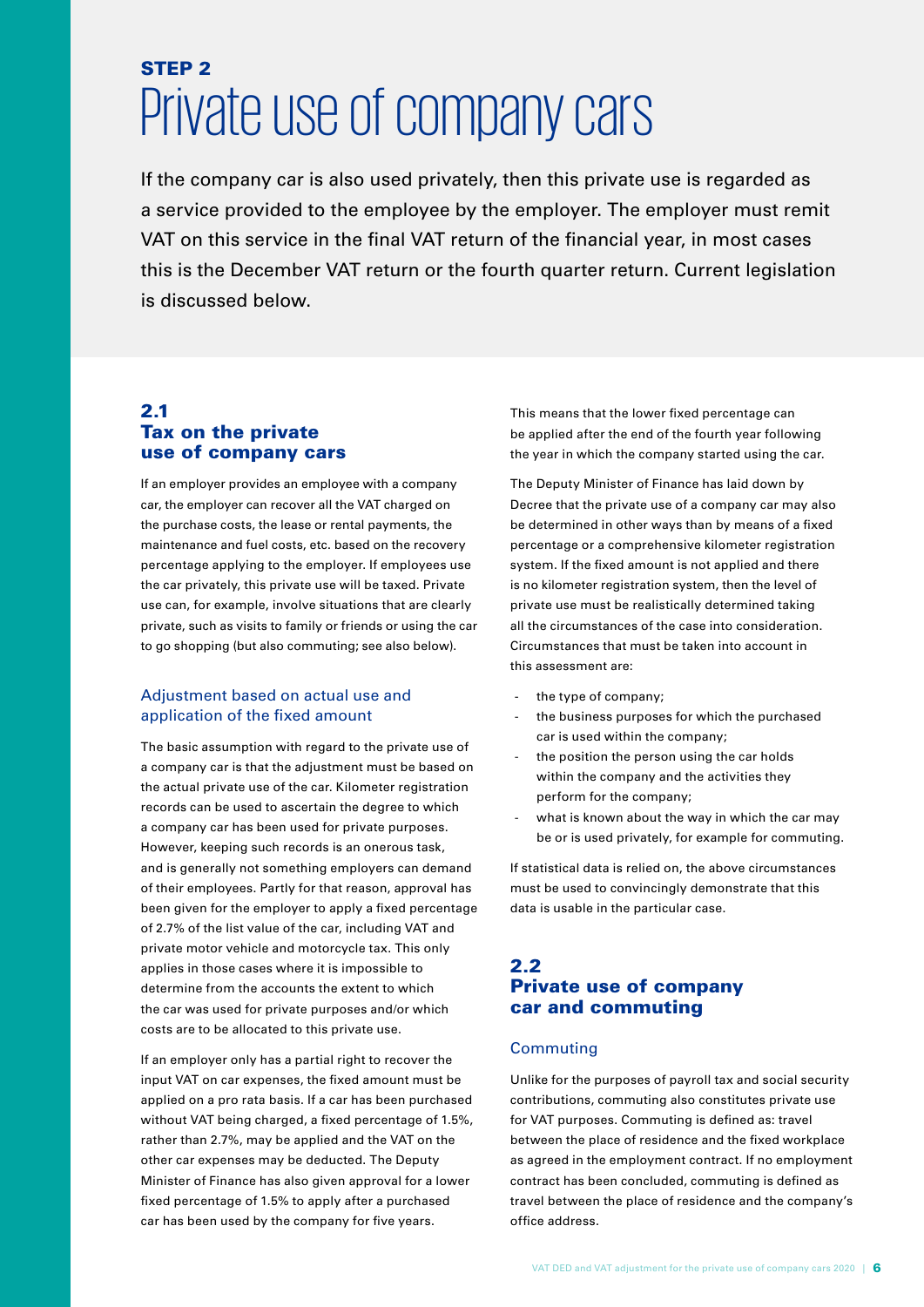STEP 2

# Private use of company cars

If the company car is also used privately, then this private use is regarded as a service provided to the employee by the employer. The employer must remit VAT on this service in the final VAT return of the financial year, in most cases this is the December VAT return or the fourth quarter return. Current legislation is discussed below.

## 2.1 Tax on the private use of company cars

If an employer provides an employee with a company car, the employer can recover all the VAT charged on the purchase costs, the lease or rental payments, the maintenance and fuel costs, etc. based on the recovery percentage applying to the employer. If employees use the car privately, this private use will be taxed. Private use can, for example, involve situations that are clearly private, such as visits to family or friends or using the car to go shopping (but also commuting; see also below).

### Adjustment based on actual use and application of the fixed amount

The basic assumption with regard to the private use of a company car is that the adjustment must be based on the actual private use of the car. Kilometer registration records can be used to ascertain the degree to which a company car has been used for private purposes. However, keeping such records is an onerous task, and is generally not something employers can demand of their employees. Partly for that reason, approval has been given for the employer to apply a fixed percentage of 2.7% of the list value of the car, including VAT and private motor vehicle and motorcycle tax. This only applies in those cases where it is impossible to determine from the accounts the extent to which the car was used for private purposes and/or which costs are to be allocated to this private use.

If an employer only has a partial right to recover the input VAT on car expenses, the fixed amount must be applied on a pro rata basis. If a car has been purchased without VAT being charged, a fixed percentage of 1.5%, rather than 2.7%, may be applied and the VAT on the other car expenses may be deducted. The Deputy Minister of Finance has also given approval for a lower fixed percentage of 1.5% to apply after a purchased car has been used by the company for five years. This means that the lower fixed percentage can be applied after the end of the fourth year following the year in which the company started using the car.

The Deputy Minister of Finance has laid down by Decree that the private use of a company car may also be determined in other ways than by means of a fixed percentage or a comprehensive kilometer registration system. If the fixed amount is not applied and there is no kilometer registration system, then the level of private use must be realistically determined taking all the circumstances of the case into consideration. Circumstances that must be taken into account in this assessment are:

- the type of company;
- the business purposes for which the purchased car is used within the company;
- the position the person using the car holds within the company and the activities they perform for the company;
- what is known about the way in which the car may be or is used privately, for example for commuting.

If statistical data is relied on, the above circumstances must be used to convincingly demonstrate that this data is usable in the particular case.

## 2.2 Private use of company car and commuting

### Commuting

Unlike for the purposes of payroll tax and social security contributions, commuting also constitutes private use for VAT purposes. Commuting is defined as: travel between the place of residence and the fixed workplace as agreed in the employment contract. If no employment contract has been concluded, commuting is defined as travel between the place of residence and the company's office address.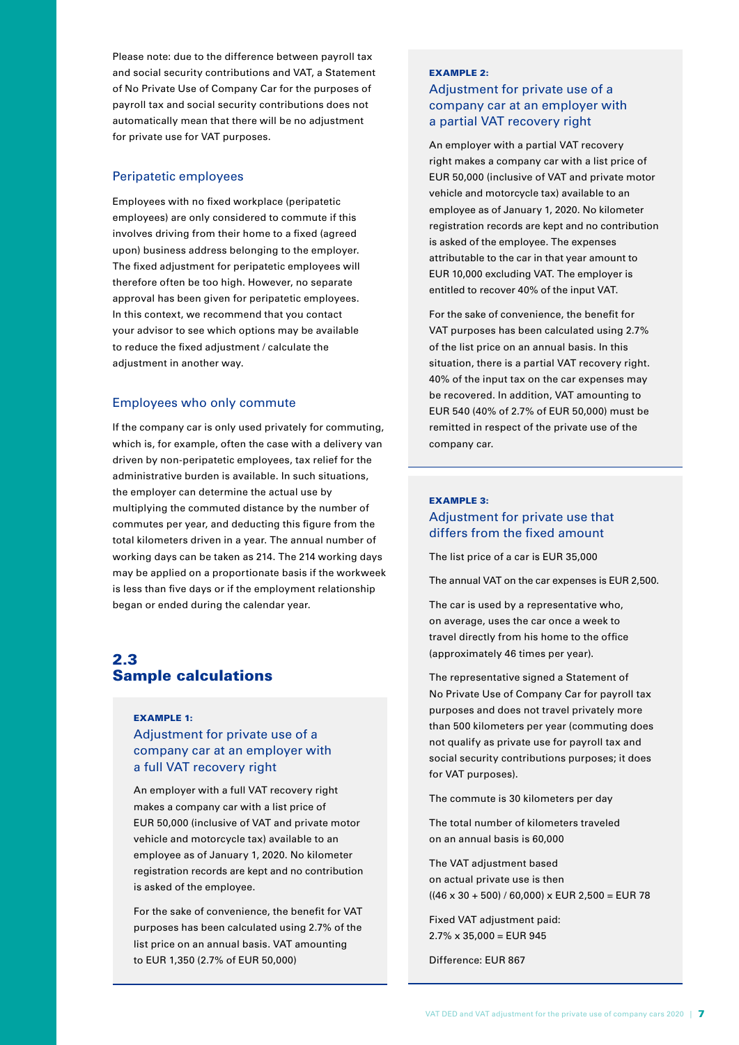Please note: due to the difference between payroll tax and social security contributions and VAT, a Statement of No Private Use of Company Car for the purposes of payroll tax and social security contributions does not automatically mean that there will be no adjustment for private use for VAT purposes.

### Peripatetic employees

Employees with no fixed workplace (peripatetic employees) are only considered to commute if this involves driving from their home to a fixed (agreed upon) business address belonging to the employer. The fixed adjustment for peripatetic employees will therefore often be too high. However, no separate approval has been given for peripatetic employees. In this context, we recommend that you contact your advisor to see which options may be available to reduce the fixed adjustment / calculate the adjustment in another way.

### Employees who only commute

If the company car is only used privately for commuting, which is, for example, often the case with a delivery van driven by non-peripatetic employees, tax relief for the administrative burden is available. In such situations, the employer can determine the actual use by multiplying the commuted distance by the number of commutes per year, and deducting this figure from the total kilometers driven in a year. The annual number of working days can be taken as 214. The 214 working days may be applied on a proportionate basis if the workweek is less than five days or if the employment relationship began or ended during the calendar year.

## 2.3 Sample calculations

**EXAMPLE 1:**

### Adjustment for private use of a company car at an employer with a full VAT recovery right

An employer with a full VAT recovery right makes a company car with a list price of EUR 50,000 (inclusive of VAT and private motor vehicle and motorcycle tax) available to an employee as of January 1, 2020. No kilometer registration records are kept and no contribution is asked of the employee.

For the sake of convenience, the benefit for VAT purposes has been calculated using 2.7% of the list price on an annual basis. VAT amounting to EUR 1,350 (2.7% of EUR 50,000)

**EXAMPLE 2:**

### Adjustment for private use of a company car at an employer with a partial VAT recovery right

An employer with a partial VAT recovery right makes a company car with a list price of EUR 50,000 (inclusive of VAT and private motor vehicle and motorcycle tax) available to an employee as of January 1, 2020. No kilometer registration records are kept and no contribution is asked of the employee. The expenses attributable to the car in that year amount to EUR 10,000 excluding VAT. The employer is entitled to recover 40% of the input VAT.

For the sake of convenience, the benefit for VAT purposes has been calculated using 2.7% of the list price on an annual basis. In this situation, there is a partial VAT recovery right. 40% of the input tax on the car expenses may be recovered. In addition, VAT amounting to EUR 540 (40% of 2.7% of EUR 50,000) must be remitted in respect of the private use of the company car.

**EXAMPLE 3:**

### Adjustment for private use that differs from the fixed amount

The list price of a car is EUR 35,000

The annual VAT on the car expenses is EUR 2,500.

The car is used by a representative who, on average, uses the car once a week to travel directly from his home to the office (approximately 46 times per year).

The representative signed a Statement of No Private Use of Company Car for payroll tax purposes and does not travel privately more than 500 kilometers per year (commuting does not qualify as private use for payroll tax and social security contributions purposes; it does for VAT purposes).

The commute is 30 kilometers per day

The total number of kilometers traveled on an annual basis is 60,000

The VAT adjustment based on actual private use is then ((46 x 30 + 500) / 60,000) x EUR 2,500 = EUR 78

Fixed VAT adjustment paid:
2.7% x 35,000 = EUR 945

Difference: EUR 867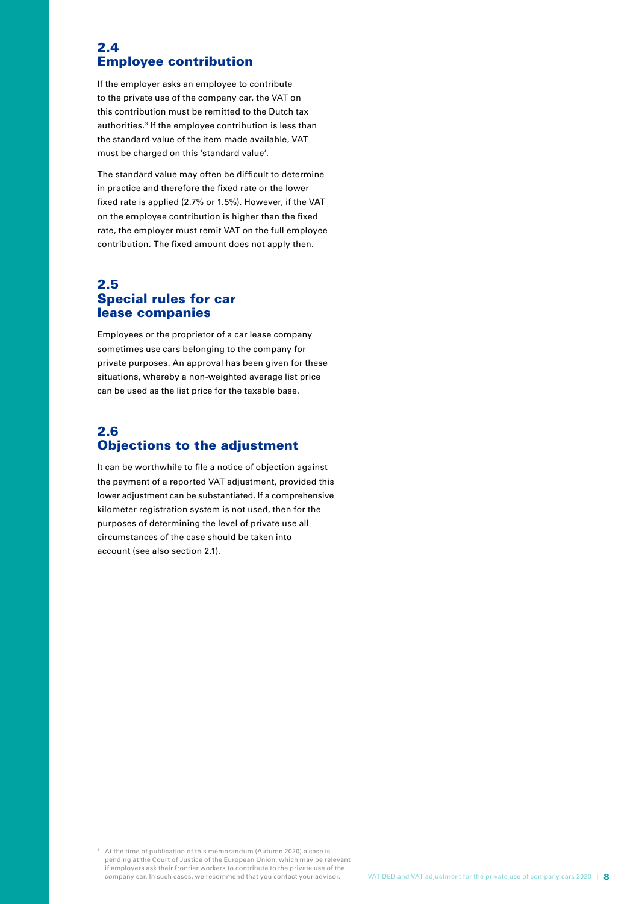## 2.4 Employee contribution

If the employer asks an employee to contribute to the private use of the company car, the VAT on this contribution must be remitted to the Dutch tax authorities.[3] If the employee contribution is less than the standard value of the item made available, VAT must be charged on this 'standard value'.

The standard value may often be difficult to determine in practice and therefore the fixed rate or the lower fixed rate is applied (2.7% or 1.5%). However, if the VAT on the employee contribution is higher than the fixed rate, the employer must remit VAT on the full employee contribution. The fixed amount does not apply then.

## 2.5 Special rules for car lease companies

Employees or the proprietor of a car lease company sometimes use cars belonging to the company for private purposes. An approval has been given for these situations, whereby a non-weighted average list price can be used as the list price for the taxable base.

## 2.6 Objections to the adjustment

It can be worthwhile to file a notice of objection against the payment of a reported VAT adjustment, provided this lower adjustment can be substantiated. If a comprehensive kilometer registration system is not used, then for the purposes of determining the level of private use all circumstances of the case should be taken into account (see also section 2.1).

[3] At the time of publication of this memorandum (Autumn 2020) a case is pending at the Court of Justice of the European Union, which may be relevant if employers ask their frontier workers to contribute to the private use of the company car. In such cases, we recommend that you contact your advisor.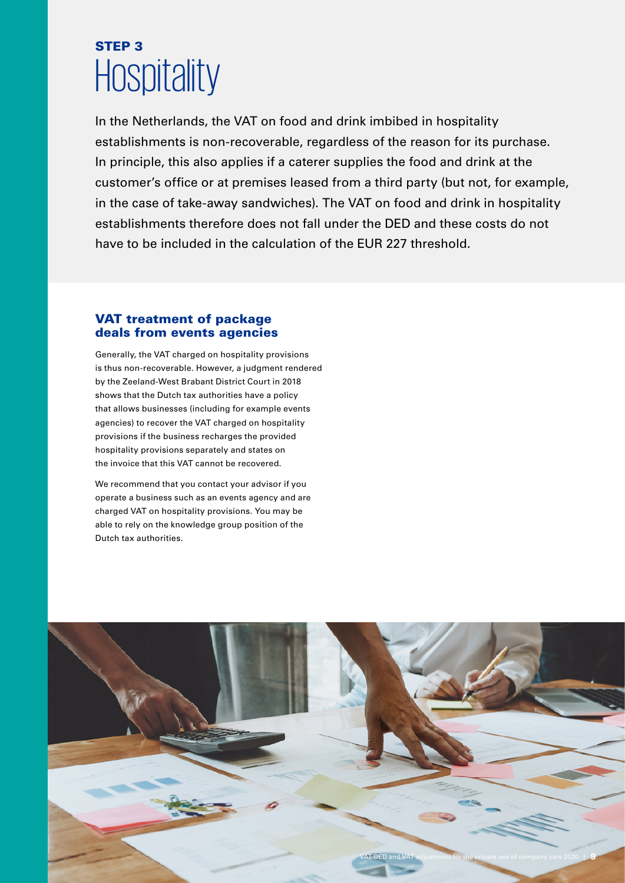## STEP 3

# Hospitality

In the Netherlands, the VAT on food and drink imbibed in hospitality establishments is non-recoverable, regardless of the reason for its purchase. In principle, this also applies if a caterer supplies the food and drink at the customer's office or at premises leased from a third party (but not, for example, in the case of take-away sandwiches). The VAT on food and drink in hospitality establishments therefore does not fall under the DED and these costs do not have to be included in the calculation of the EUR 227 threshold.

### VAT treatment of package deals from events agencies

Generally, the VAT charged on hospitality provisions is thus non-recoverable. However, a judgment rendered by the Zeeland-West Brabant District Court in 2018 shows that the Dutch tax authorities have a policy that allows businesses (including for example events agencies) to recover the VAT charged on hospitality provisions if the business recharges the provided hospitality provisions separately and states on the invoice that this VAT cannot be recovered.

We recommend that you contact your advisor if you operate a business such as an events agency and are charged VAT on hospitality provisions. You may be able to rely on the knowledge group position of the Dutch tax authorities.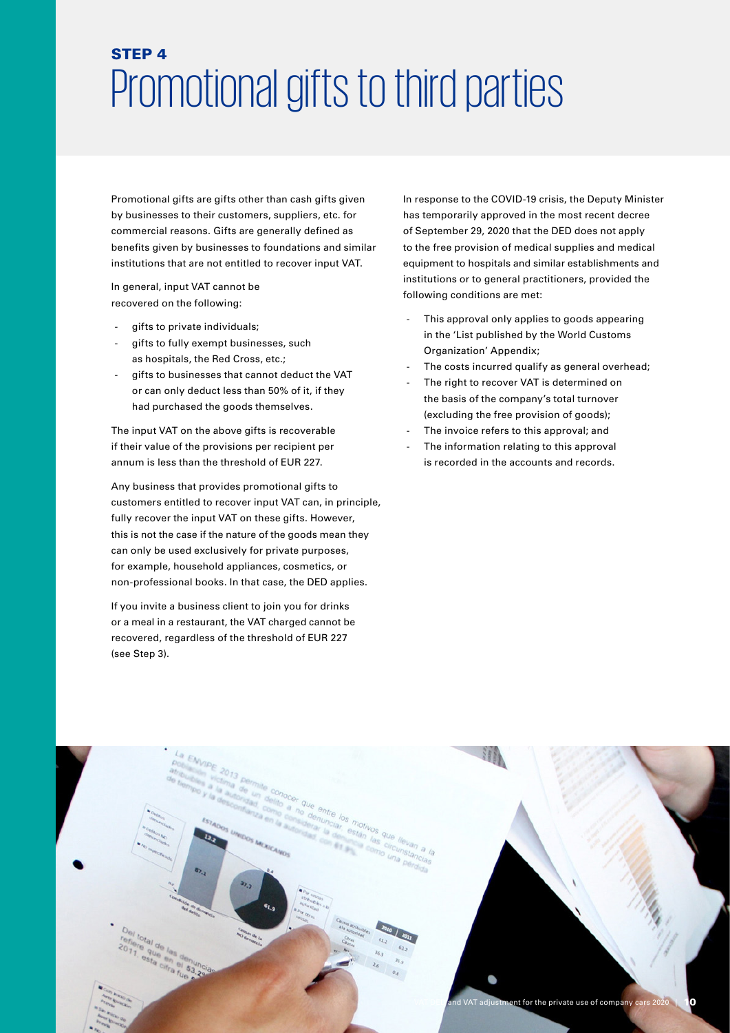**STEP 4**

# Promotional gifts to third parties

Promotional gifts are gifts other than cash gifts given by businesses to their customers, suppliers, etc. for commercial reasons. Gifts are generally defined as benefits given by businesses to foundations and similar institutions that are not entitled to recover input VAT.

In general, input VAT cannot be recovered on the following:

- gifts to private individuals;
- gifts to fully exempt businesses, such as hospitals, the Red Cross, etc.;
- gifts to businesses that cannot deduct the VAT or can only deduct less than 50% of it, if they had purchased the goods themselves.

The input VAT on the above gifts is recoverable if their value of the provisions per recipient per annum is less than the threshold of EUR 227.

Any business that provides promotional gifts to customers entitled to recover input VAT can, in principle, fully recover the input VAT on these gifts. However, this is not the case if the nature of the goods mean they can only be used exclusively for private purposes, for example, household appliances, cosmetics, or non-professional books. In that case, the DED applies.

If you invite a business client to join you for drinks or a meal in a restaurant, the VAT charged cannot be recovered, regardless of the threshold of EUR 227 (see Step 3).

In response to the COVID-19 crisis, the Deputy Minister has temporarily approved in the most recent decree of September 29, 2020 that the DED does not apply to the free provision of medical supplies and medical equipment to hospitals and similar establishments and institutions or to general practitioners, provided the following conditions are met:

- This approval only applies to goods appearing in the 'List published by the World Customs Organization' Appendix;
- The costs incurred qualify as general overhead;
- The right to recover VAT is determined on the basis of the company's total turnover (excluding the free provision of goods);
- The invoice refers to this approval; and
- The information relating to this approval is recorded in the accounts and records.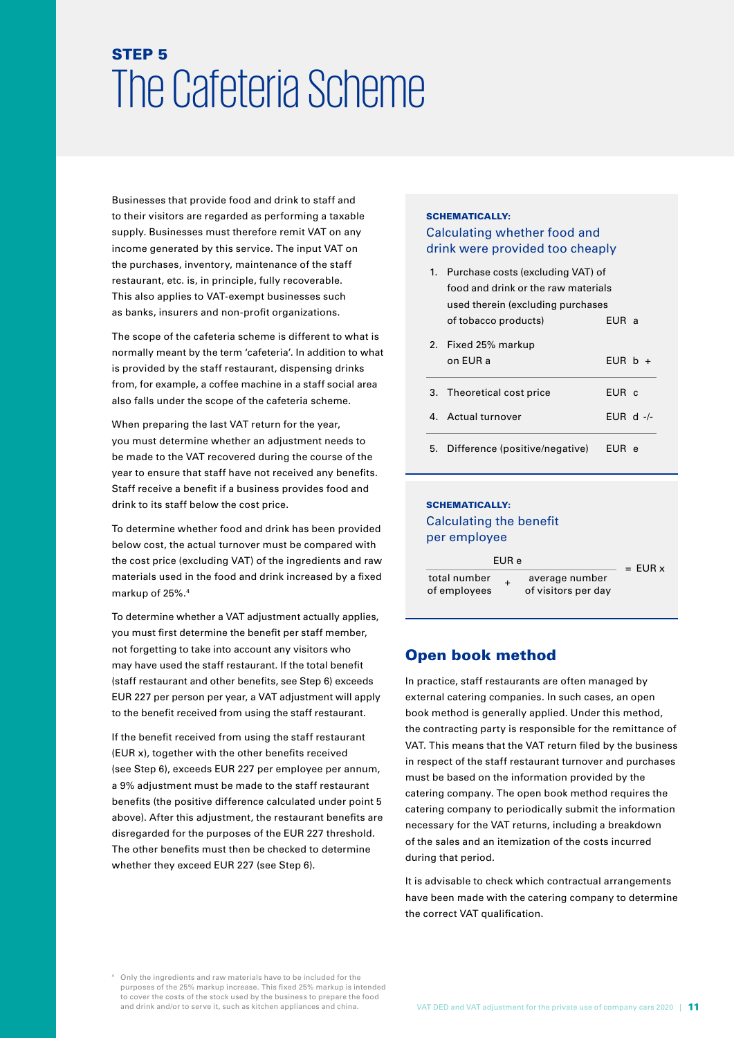# STEP 5
# The Cafeteria Scheme

Businesses that provide food and drink to staff and to their visitors are regarded as performing a taxable supply. Businesses must therefore remit VAT on any income generated by this service. The input VAT on the purchases, inventory, maintenance of the staff restaurant, etc. is, in principle, fully recoverable. This also applies to VAT-exempt businesses such as banks, insurers and non-profit organizations.

The scope of the cafeteria scheme is different to what is normally meant by the term 'cafeteria'. In addition to what is provided by the staff restaurant, dispensing drinks from, for example, a coffee machine in a staff social area also falls under the scope of the cafeteria scheme.

When preparing the last VAT return for the year, you must determine whether an adjustment needs to be made to the VAT recovered during the course of the year to ensure that staff have not received any benefits. Staff receive a benefit if a business provides food and drink to its staff below the cost price.

To determine whether food and drink has been provided below cost, the actual turnover must be compared with the cost price (excluding VAT) of the ingredients and raw materials used in the food and drink increased by a fixed markup of 25%.[4]

To determine whether a VAT adjustment actually applies, you must first determine the benefit per staff member, not forgetting to take into account any visitors who may have used the staff restaurant. If the total benefit (staff restaurant and other benefits, see Step 6) exceeds EUR 227 per person per year, a VAT adjustment will apply to the benefit received from using the staff restaurant.

If the benefit received from using the staff restaurant (EUR x), together with the other benefits received (see Step 6), exceeds EUR 227 per employee per annum, a 9% adjustment must be made to the staff restaurant benefits (the positive difference calculated under point 5 above). After this adjustment, the restaurant benefits are disregarded for the purposes of the EUR 227 threshold. The other benefits must then be checked to determine whether they exceed EUR 227 (see Step 6).

**SCHEMATICALLY:**
### Calculating whether food and drink were provided too cheaply

| | | |
|---|---|---|
| 1. | Purchase costs (excluding VAT) of food and drink or the raw materials used therein (excluding purchases of tobacco products) | EUR a |
| 2. | Fixed 25% markup on EUR a | EUR b + |
| 3. | Theoretical cost price | EUR c |
| 4. | Actual turnover | EUR d -/- |
| 5. | Difference (positive/negative) | EUR e |

**SCHEMATICALLY:**
### Calculating the benefit per employee

$$\frac{\text{EUR } e}{\text{total number of employees} + \text{average number of visitors per day}} = \text{EUR } x$$

## Open book method

In practice, staff restaurants are often managed by external catering companies. In such cases, an open book method is generally applied. Under this method, the contracting party is responsible for the remittance of VAT. This means that the VAT return filed by the business in respect of the staff restaurant turnover and purchases must be based on the information provided by the catering company. The open book method requires the catering company to periodically submit the information necessary for the VAT returns, including a breakdown of the sales and an itemization of the costs incurred during that period.

It is advisable to check which contractual arrangements have been made with the catering company to determine the correct VAT qualification.

[4] Only the ingredients and raw materials have to be included for the purposes of the 25% markup increase. This fixed 25% markup is intended to cover the costs of the stock used by the business to prepare the food and drink and/or to serve it, such as kitchen appliances and china.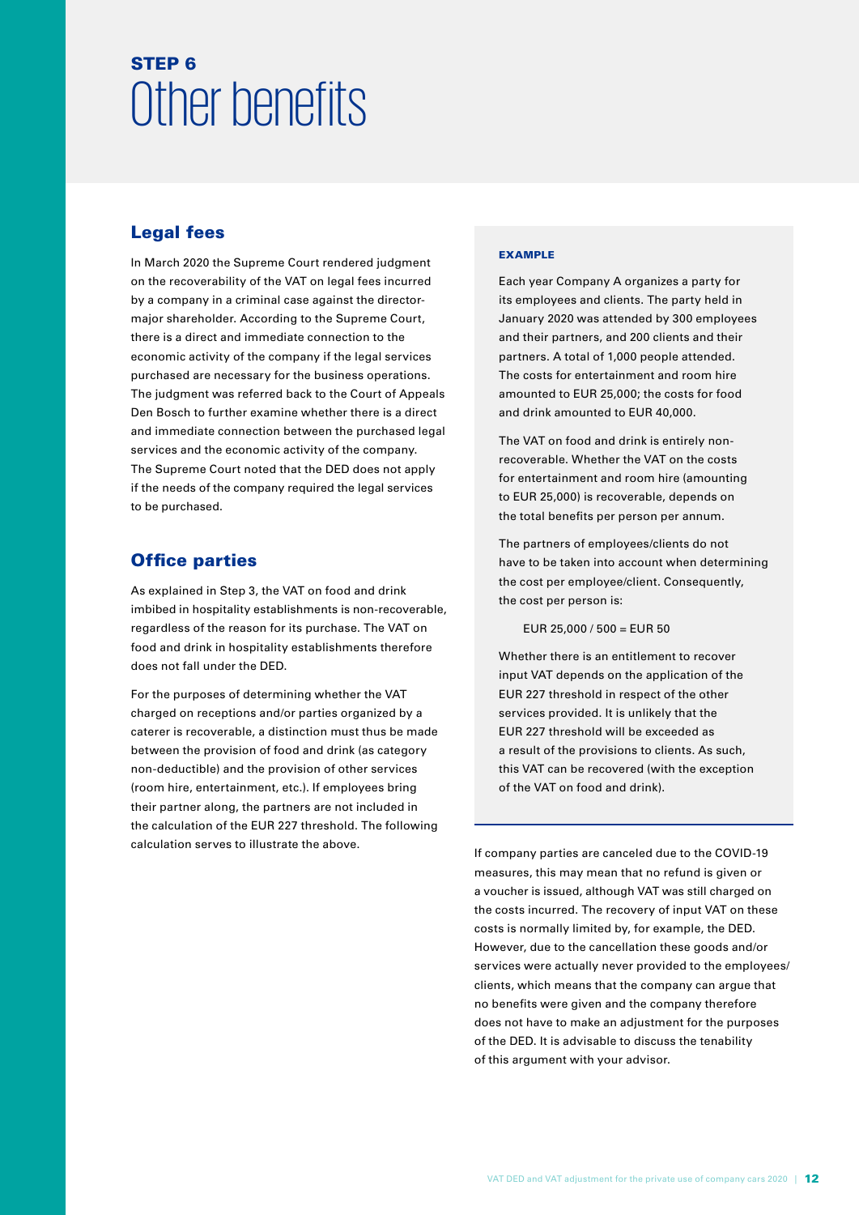# STEP 6
# Other benefits

## Legal fees

In March 2020 the Supreme Court rendered judgment on the recoverability of the VAT on legal fees incurred by a company in a criminal case against the director-major shareholder. According to the Supreme Court, there is a direct and immediate connection to the economic activity of the company if the legal services purchased are necessary for the business operations. The judgment was referred back to the Court of Appeals Den Bosch to further examine whether there is a direct and immediate connection between the purchased legal services and the economic activity of the company. The Supreme Court noted that the DED does not apply if the needs of the company required the legal services to be purchased.

## Office parties

As explained in Step 3, the VAT on food and drink imbibed in hospitality establishments is non-recoverable, regardless of the reason for its purchase. The VAT on food and drink in hospitality establishments therefore does not fall under the DED.

For the purposes of determining whether the VAT charged on receptions and/or parties organized by a caterer is recoverable, a distinction must thus be made between the provision of food and drink (as category non-deductible) and the provision of other services (room hire, entertainment, etc.). If employees bring their partner along, the partners are not included in the calculation of the EUR 227 threshold. The following calculation serves to illustrate the above.

**EXAMPLE**

Each year Company A organizes a party for its employees and clients. The party held in January 2020 was attended by 300 employees and their partners, and 200 clients and their partners. A total of 1,000 people attended. The costs for entertainment and room hire amounted to EUR 25,000; the costs for food and drink amounted to EUR 40,000.

The VAT on food and drink is entirely non-recoverable. Whether the VAT on the costs for entertainment and room hire (amounting to EUR 25,000) is recoverable, depends on the total benefits per person per annum.

The partners of employees/clients do not have to be taken into account when determining the cost per employee/client. Consequently, the cost per person is:

EUR 25,000 / 500 = EUR 50

Whether there is an entitlement to recover input VAT depends on the application of the EUR 227 threshold in respect of the other services provided. It is unlikely that the EUR 227 threshold will be exceeded as a result of the provisions to clients. As such, this VAT can be recovered (with the exception of the VAT on food and drink).

If company parties are canceled due to the COVID-19 measures, this may mean that no refund is given or a voucher is issued, although VAT was still charged on the costs incurred. The recovery of input VAT on these costs is normally limited by, for example, the DED. However, due to the cancellation these goods and/or services were actually never provided to the employees/clients, which means that the company can argue that no benefits were given and the company therefore does not have to make an adjustment for the purposes of the DED. It is advisable to discuss the tenability of this argument with your advisor.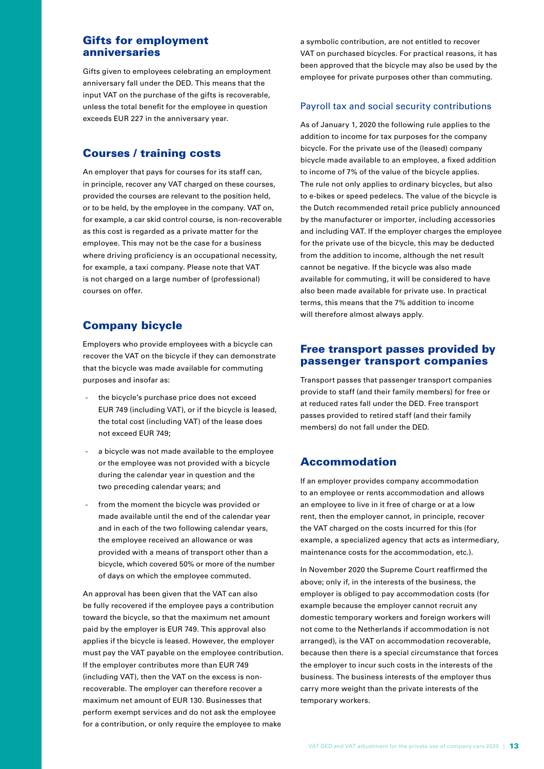## Gifts for employment anniversaries

Gifts given to employees celebrating an employment anniversary fall under the DED. This means that the input VAT on the purchase of the gifts is recoverable, unless the total benefit for the employee in question exceeds EUR 227 in the anniversary year.

## Courses / training costs

An employer that pays for courses for its staff can, in principle, recover any VAT charged on these courses, provided the courses are relevant to the position held, or to be held, by the employee in the company. VAT on, for example, a car skid control course, is non-recoverable as this cost is regarded as a private matter for the employee. This may not be the case for a business where driving proficiency is an occupational necessity, for example, a taxi company. Please note that VAT is not charged on a large number of (professional) courses on offer.

## Company bicycle

Employers who provide employees with a bicycle can recover the VAT on the bicycle if they can demonstrate that the bicycle was made available for commuting purposes and insofar as:

- the bicycle's purchase price does not exceed EUR 749 (including VAT), or if the bicycle is leased, the total cost (including VAT) of the lease does not exceed EUR 749;
- a bicycle was not made available to the employee or the employee was not provided with a bicycle during the calendar year in question and the two preceding calendar years; and
- from the moment the bicycle was provided or made available until the end of the calendar year and in each of the two following calendar years, the employee received an allowance or was provided with a means of transport other than a bicycle, which covered 50% or more of the number of days on which the employee commuted.

An approval has been given that the VAT can also be fully recovered if the employee pays a contribution toward the bicycle, so that the maximum net amount paid by the employer is EUR 749. This approval also applies if the bicycle is leased. However, the employer must pay the VAT payable on the employee contribution. If the employer contributes more than EUR 749 (including VAT), then the VAT on the excess is non-recoverable. The employer can therefore recover a maximum net amount of EUR 130. Businesses that perform exempt services and do not ask the employee for a contribution, or only require the employee to make a symbolic contribution, are not entitled to recover VAT on purchased bicycles. For practical reasons, it has been approved that the bicycle may also be used by the employee for private purposes other than commuting.

### Payroll tax and social security contributions

As of January 1, 2020 the following rule applies to the addition to income for tax purposes for the company bicycle. For the private use of the (leased) company bicycle made available to an employee, a fixed addition to income of 7% of the value of the bicycle applies. The rule not only applies to ordinary bicycles, but also to e-bikes or speed pedelecs. The value of the bicycle is the Dutch recommended retail price publicly announced by the manufacturer or importer, including accessories and including VAT. If the employer charges the employee for the private use of the bicycle, this may be deducted from the addition to income, although the net result cannot be negative. If the bicycle was also made available for commuting, it will be considered to have also been made available for private use. In practical terms, this means that the 7% addition to income will therefore almost always apply.

## Free transport passes provided by passenger transport companies

Transport passes that passenger transport companies provide to staff (and their family members) for free or at reduced rates fall under the DED. Free transport passes provided to retired staff (and their family members) do not fall under the DED.

## Accommodation

If an employer provides company accommodation to an employee or rents accommodation and allows an employee to live in it free of charge or at a low rent, then the employer cannot, in principle, recover the VAT charged on the costs incurred for this (for example, a specialized agency that acts as intermediary, maintenance costs for the accommodation, etc.).

In November 2020 the Supreme Court reaffirmed the above; only if, in the interests of the business, the employer is obliged to pay accommodation costs (for example because the employer cannot recruit any domestic temporary workers and foreign workers will not come to the Netherlands if accommodation is not arranged), is the VAT on accommodation recoverable, because then there is a special circumstance that forces the employer to incur such costs in the interests of the business. The business interests of the employer thus carry more weight than the private interests of the temporary workers.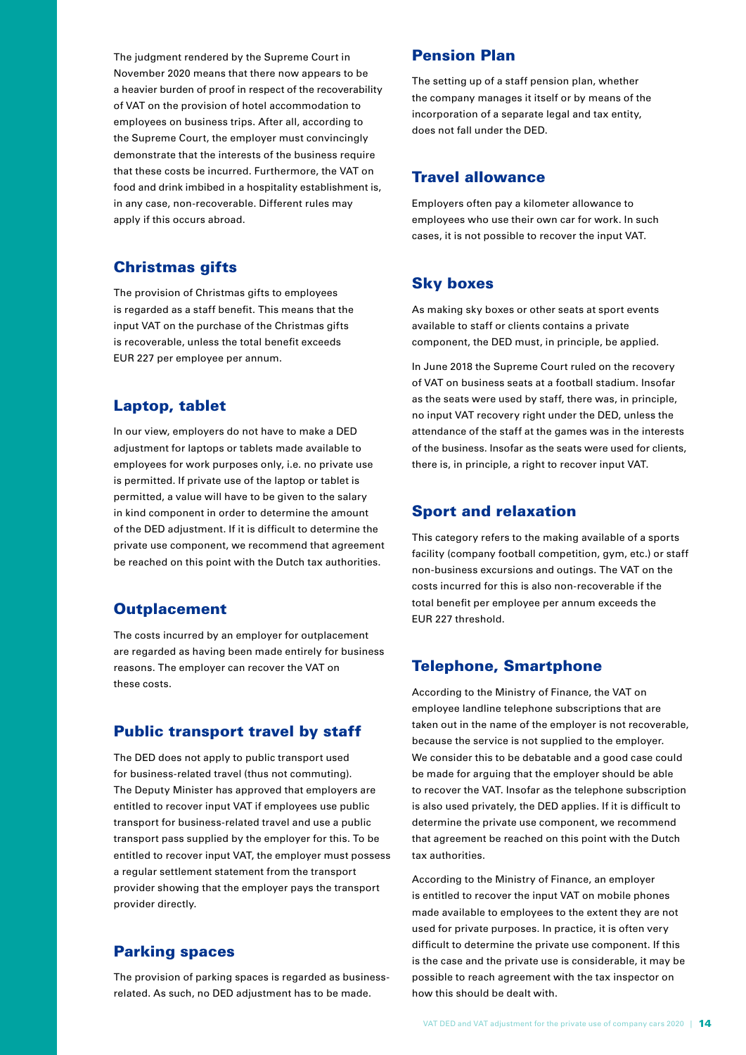The judgment rendered by the Supreme Court in November 2020 means that there now appears to be a heavier burden of proof in respect of the recoverability of VAT on the provision of hotel accommodation to employees on business trips. After all, according to the Supreme Court, the employer must convincingly demonstrate that the interests of the business require that these costs be incurred. Furthermore, the VAT on food and drink imbibed in a hospitality establishment is, in any case, non-recoverable. Different rules may apply if this occurs abroad.

## Christmas gifts

The provision of Christmas gifts to employees is regarded as a staff benefit. This means that the input VAT on the purchase of the Christmas gifts is recoverable, unless the total benefit exceeds EUR 227 per employee per annum.

## Laptop, tablet

In our view, employers do not have to make a DED adjustment for laptops or tablets made available to employees for work purposes only, i.e. no private use is permitted. If private use of the laptop or tablet is permitted, a value will have to be given to the salary in kind component in order to determine the amount of the DED adjustment. If it is difficult to determine the private use component, we recommend that agreement be reached on this point with the Dutch tax authorities.

## Outplacement

The costs incurred by an employer for outplacement are regarded as having been made entirely for business reasons. The employer can recover the VAT on these costs.

## Public transport travel by staff

The DED does not apply to public transport used for business-related travel (thus not commuting). The Deputy Minister has approved that employers are entitled to recover input VAT if employees use public transport for business-related travel and use a public transport pass supplied by the employer for this. To be entitled to recover input VAT, the employer must possess a regular settlement statement from the transport provider showing that the employer pays the transport provider directly.

## Parking spaces

The provision of parking spaces is regarded as business-related. As such, no DED adjustment has to be made.

## Pension Plan

The setting up of a staff pension plan, whether the company manages it itself or by means of the incorporation of a separate legal and tax entity, does not fall under the DED.

## Travel allowance

Employers often pay a kilometer allowance to employees who use their own car for work. In such cases, it is not possible to recover the input VAT.

## Sky boxes

As making sky boxes or other seats at sport events available to staff or clients contains a private component, the DED must, in principle, be applied.

In June 2018 the Supreme Court ruled on the recovery of VAT on business seats at a football stadium. Insofar as the seats were used by staff, there was, in principle, no input VAT recovery right under the DED, unless the attendance of the staff at the games was in the interests of the business. Insofar as the seats were used for clients, there is, in principle, a right to recover input VAT.

## Sport and relaxation

This category refers to the making available of a sports facility (company football competition, gym, etc.) or staff non-business excursions and outings. The VAT on the costs incurred for this is also non-recoverable if the total benefit per employee per annum exceeds the EUR 227 threshold.

## Telephone, Smartphone

According to the Ministry of Finance, the VAT on employee landline telephone subscriptions that are taken out in the name of the employer is not recoverable, because the service is not supplied to the employer. We consider this to be debatable and a good case could be made for arguing that the employer should be able to recover the VAT. Insofar as the telephone subscription is also used privately, the DED applies. If it is difficult to determine the private use component, we recommend that agreement be reached on this point with the Dutch tax authorities.

According to the Ministry of Finance, an employer is entitled to recover the input VAT on mobile phones made available to employees to the extent they are not used for private purposes. In practice, it is often very difficult to determine the private use component. If this is the case and the private use is considerable, it may be possible to reach agreement with the tax inspector on how this should be dealt with.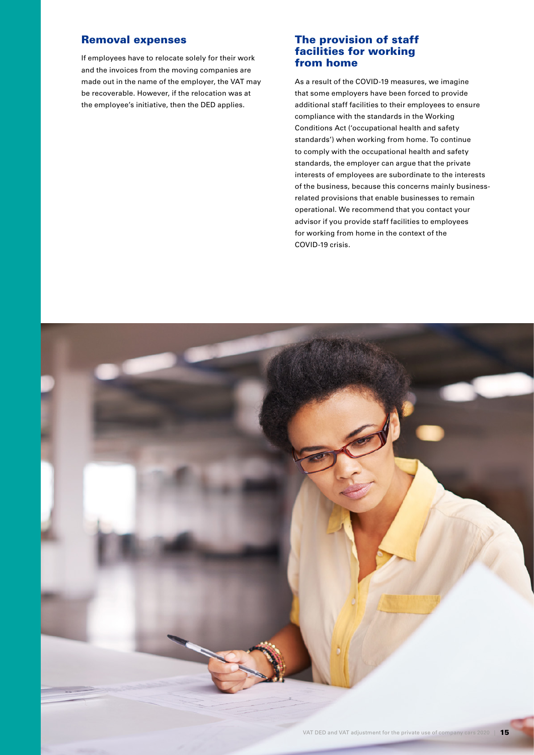## Removal expenses

If employees have to relocate solely for their work and the invoices from the moving companies are made out in the name of the employer, the VAT may be recoverable. However, if the relocation was at the employee's initiative, then the DED applies.

## The provision of staff facilities for working from home

As a result of the COVID-19 measures, we imagine that some employers have been forced to provide additional staff facilities to their employees to ensure compliance with the standards in the Working Conditions Act ('occupational health and safety standards') when working from home. To continue to comply with the occupational health and safety standards, the employer can argue that the private interests of employees are subordinate to the interests of the business, because this concerns mainly business-related provisions that enable businesses to remain operational. We recommend that you contact your advisor if you provide staff facilities to employees for working from home in the context of the COVID-19 crisis.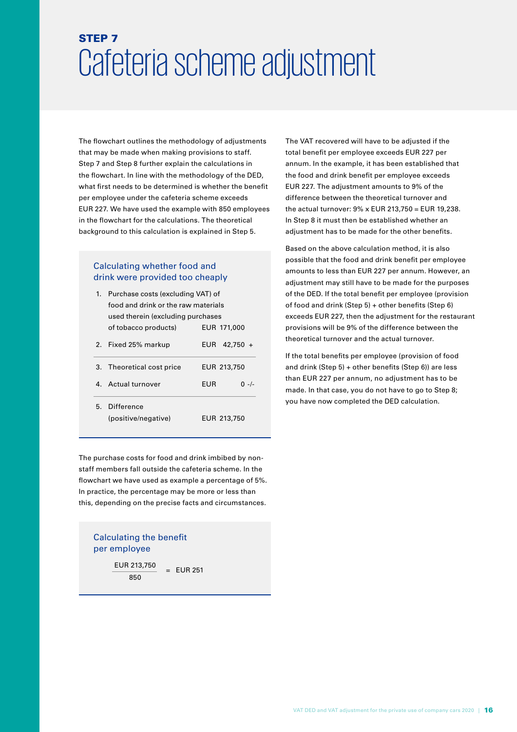**STEP 7**

# Cafeteria scheme adjustment

The flowchart outlines the methodology of adjustments that may be made when making provisions to staff. Step 7 and Step 8 further explain the calculations in the flowchart. In line with the methodology of the DED, what first needs to be determined is whether the benefit per employee under the cafeteria scheme exceeds EUR 227. We have used the example with 850 employees in the flowchart for the calculations. The theoretical background to this calculation is explained in Step 5.

### Calculating whether food and drink were provided too cheaply

| | | |
|---|---|---|
| 1. | Purchase costs (excluding VAT) of food and drink or the raw materials used therein (excluding purchases of tobacco products) | EUR 171,000 |
| 2. | Fixed 25% markup | EUR 42,750 + |
| 3. | Theoretical cost price | EUR 213,750 |
| 4. | Actual turnover | EUR 0 -/- |
| 5. | Difference (positive/negative) | EUR 213,750 |

The purchase costs for food and drink imbibed by non-staff members fall outside the cafeteria scheme. In the flowchart we have used as example a percentage of 5%. In practice, the percentage may be more or less than this, depending on the precise facts and circumstances.

### Calculating the benefit per employee

$$\frac{\text{EUR } 213{,}750}{850} = \text{EUR } 251$$

The VAT recovered will have to be adjusted if the total benefit per employee exceeds EUR 227 per annum. In the example, it has been established that the food and drink benefit per employee exceeds EUR 227. The adjustment amounts to 9% of the difference between the theoretical turnover and the actual turnover: 9% x EUR 213,750 = EUR 19,238. In Step 8 it must then be established whether an adjustment has to be made for the other benefits.

Based on the above calculation method, it is also possible that the food and drink benefit per employee amounts to less than EUR 227 per annum. However, an adjustment may still have to be made for the purposes of the DED. If the total benefit per employee (provision of food and drink (Step 5) + other benefits (Step 6) exceeds EUR 227, then the adjustment for the restaurant provisions will be 9% of the difference between the theoretical turnover and the actual turnover.

If the total benefits per employee (provision of food and drink (Step 5) + other benefits (Step 6)) are less than EUR 227 per annum, no adjustment has to be made. In that case, you do not have to go to Step 8; you have now completed the DED calculation.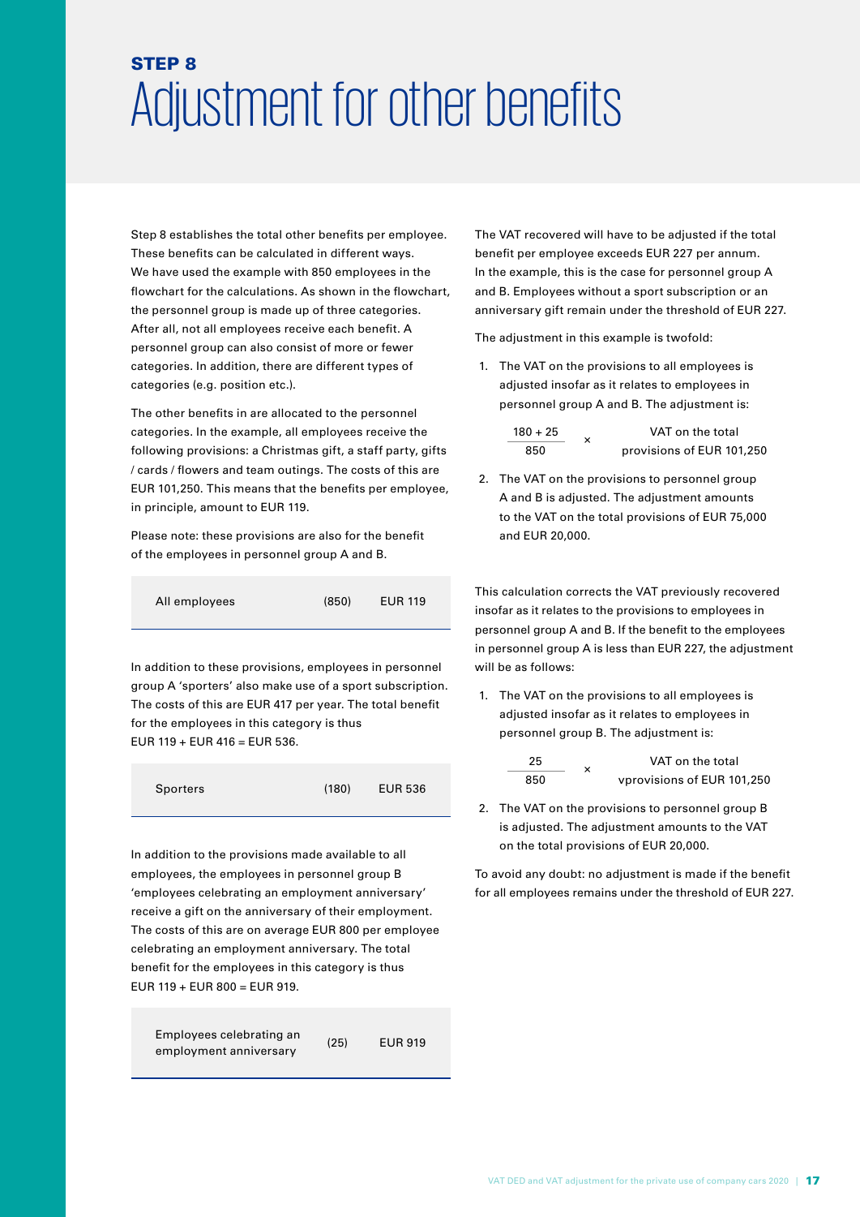## STEP 8

# Adjustment for other benefits

Step 8 establishes the total other benefits per employee. These benefits can be calculated in different ways. We have used the example with 850 employees in the flowchart for the calculations. As shown in the flowchart, the personnel group is made up of three categories. After all, not all employees receive each benefit. A personnel group can also consist of more or fewer categories. In addition, there are different types of categories (e.g. position etc.).

The other benefits in are allocated to the personnel categories. In the example, all employees receive the following provisions: a Christmas gift, a staff party, gifts / cards / flowers and team outings. The costs of this are EUR 101,250. This means that the benefits per employee, in principle, amount to EUR 119.

Please note: these provisions are also for the benefit of the employees in personnel group A and B.

| All employees | (850) | EUR 119 |
|---|---|---|

In addition to these provisions, employees in personnel group A 'sporters' also make use of a sport subscription. The costs of this are EUR 417 per year. The total benefit for the employees in this category is thus EUR 119 + EUR 416 = EUR 536.

| Sporters | (180) | EUR 536 |
|---|---|---|

In addition to the provisions made available to all employees, the employees in personnel group B 'employees celebrating an employment anniversary' receive a gift on the anniversary of their employment. The costs of this are on average EUR 800 per employee celebrating an employment anniversary. The total benefit for the employees in this category is thus EUR 119 + EUR 800 = EUR 919.

| Employees celebrating an employment anniversary | (25) | EUR 919 |
|---|---|---|

The VAT recovered will have to be adjusted if the total benefit per employee exceeds EUR 227 per annum. In the example, this is the case for personnel group A and B. Employees without a sport subscription or an anniversary gift remain under the threshold of EUR 227.

The adjustment in this example is twofold:

1. The VAT on the provisions to all employees is adjusted insofar as it relates to employees in personnel group A and B. The adjustment is:

$$\frac{180 + 25}{850} \times \text{VAT on the total provisions of EUR 101,250}$$

2. The VAT on the provisions to personnel group A and B is adjusted. The adjustment amounts to the VAT on the total provisions of EUR 75,000 and EUR 20,000.

This calculation corrects the VAT previously recovered insofar as it relates to the provisions to employees in personnel group A and B. If the benefit to the employees in personnel group A is less than EUR 227, the adjustment will be as follows:

1. The VAT on the provisions to all employees is adjusted insofar as it relates to employees in personnel group B. The adjustment is:

$$\frac{25}{850} \times \text{VAT on the total vprovisions of EUR 101,250}$$

2. The VAT on the provisions to personnel group B is adjusted. The adjustment amounts to the VAT on the total provisions of EUR 20,000.

To avoid any doubt: no adjustment is made if the benefit for all employees remains under the threshold of EUR 227.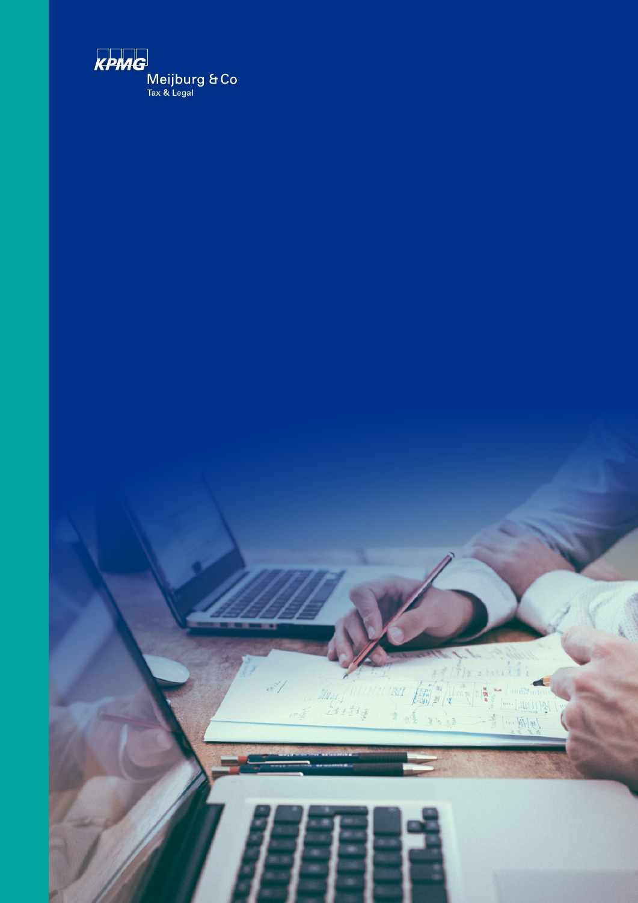KPMG

Meijburg & Co

Tax & Legal